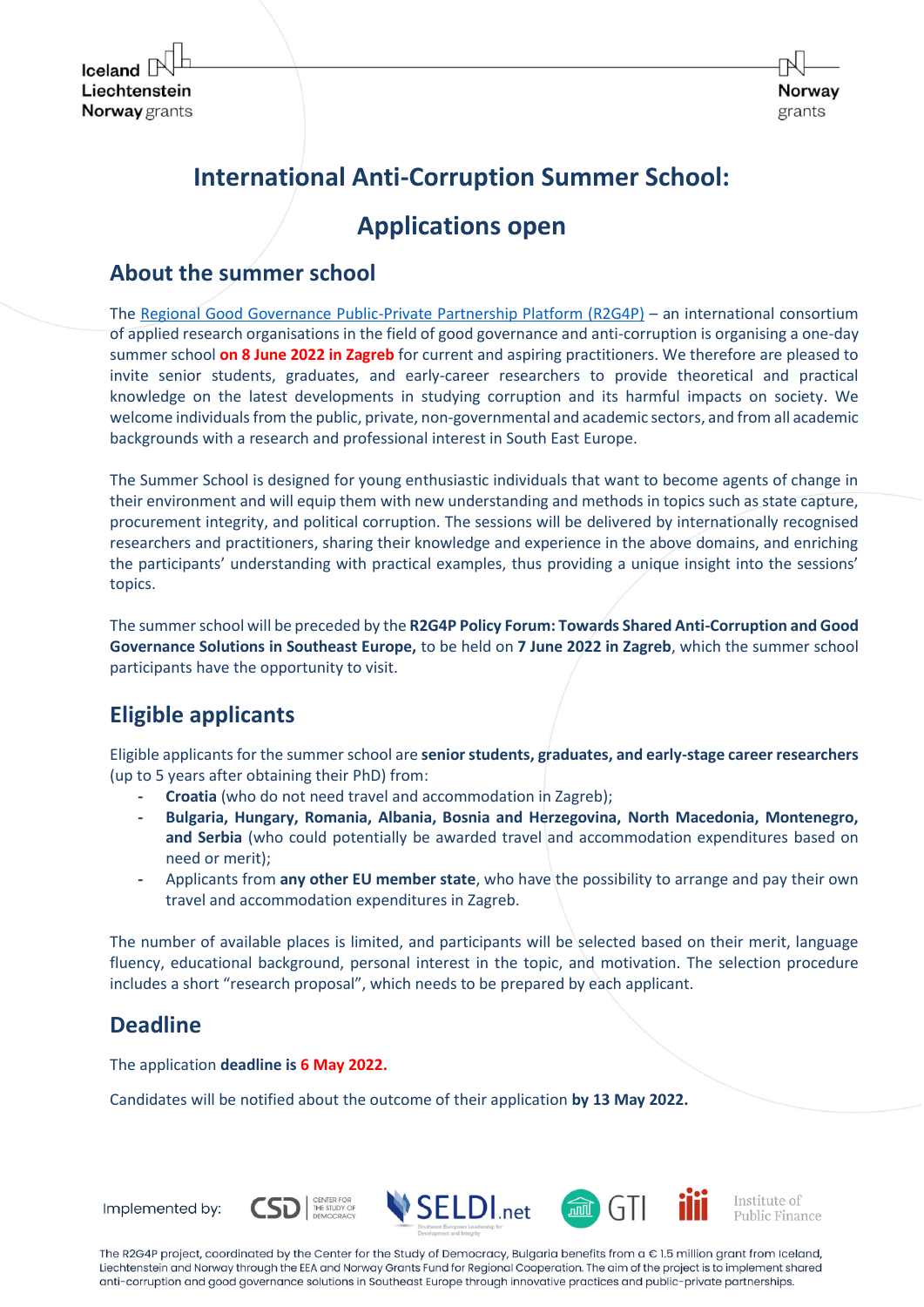# International Anti-Corruption Summer School:

# Applications open

## About the summer school

The Regional Good Governance Public-Private Partnership Platform (R2G4P) – an international consortium of applied research organisations in the field of good governance and anti-corruption is organising a one-day summer school **on 8 June 2022 in Zagreb** for current and aspiring practitioners. We therefore are pleased to invite senior students, graduates, and early-career researchers to provide theoretical and practical knowledge on the latest developments in studying corruption and its harmful impacts on society. We welcome individuals from the public, private, non-governmental and academic sectors, and from all academic backgrounds with a research and professional interest in South East Europe.

The Summer School is designed for young enthusiastic individuals that want to become agents of change in their environment and will equip them with new understanding and methods in topics such as state capture, procurement integrity, and political corruption. The sessions will be delivered by internationally recognised researchers and practitioners, sharing their knowledge and experience in the above domains, and enriching the participants' understanding with practical examples, thus providing a unique insight into the sessions' topics.

The summer school will be preceded by the **R2G4P Policy Forum: Towards Shared Anti-Corruption and Good Governance Solutions in Southeast Europe,** to be held on **7 June 2022 in Zagreb**, which the summer school participants have the opportunity to visit.

## Eligible applicants

Eligible applicants for the summer school are **senior students, graduates, and early-stage career researchers** (up to 5 years after obtaining their PhD) from:

- **Croatia** (who do not need travel and accommodation in Zagreb);
- **Bulgaria, Hungary, Romania, Albania, Bosnia and Herzegovina, North Macedonia, Montenegro, and Serbia** (who could potentially be awarded travel and accommodation expenditures based on need or merit);
- Applicants from **any other EU member state**, who have the possibility to arrange and pay their own travel and accommodation expenditures in Zagreb.

The number of available places is limited, and participants will be selected based on their merit, language fluency, educational background, personal interest in the topic, and motivation. The selection procedure includes a short "research proposal", which needs to be prepared by each applicant.

## Deadline

The application **deadline is 6 May 2022.**

Candidates will be notified about the outcome of their application **by 13 May 2022.**

Implemented by: CSD Center for the Study of Democracy, SELDI.net, GTI, Institute of Public Finance

The R2G4P project, coordinated by the Center for the Study of Democracy, Bulgaria benefits from a € 1.5 million grant from Iceland, Liechtenstein and Norway through the EEA and Norway Grants Fund for Regional Cooperation. The aim of the project is to implement shared anti-corruption and good governance solutions in Southeast Europe through innovative practices and public-private partnerships.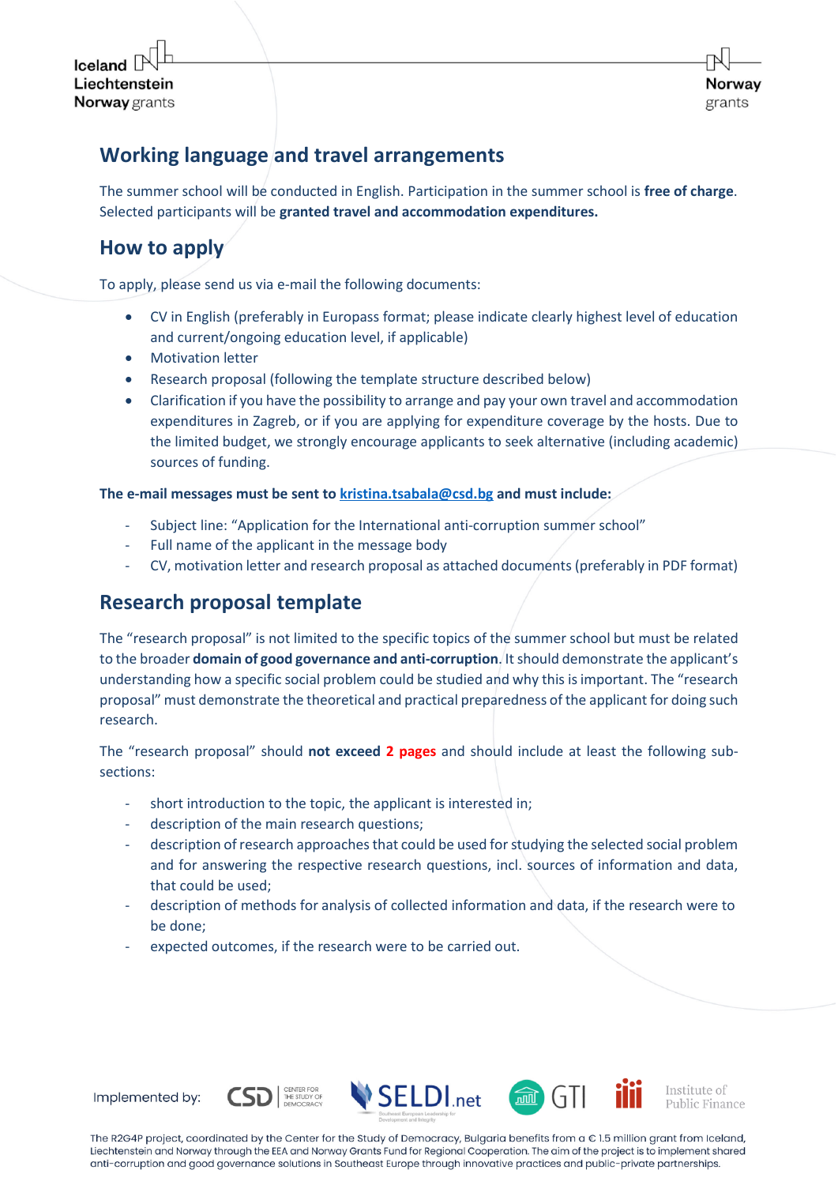## Working language and travel arrangements

The summer school will be conducted in English. Participation in the summer school is **free of charge**. Selected participants will be **granted travel and accommodation expenditures.**

## How to apply

To apply, please send us via e-mail the following documents:

- CV in English (preferably in Europass format; please indicate clearly highest level of education and current/ongoing education level, if applicable)
- Motivation letter
- Research proposal (following the template structure described below)
- Clarification if you have the possibility to arrange and pay your own travel and accommodation expenditures in Zagreb, or if you are applying for expenditure coverage by the hosts. Due to the limited budget, we strongly encourage applicants to seek alternative (including academic) sources of funding.

**The e-mail messages must be sent to kristina.tsabala@csd.bg and must include:**

- Subject line: "Application for the International anti-corruption summer school"
- Full name of the applicant in the message body
- CV, motivation letter and research proposal as attached documents (preferably in PDF format)

## Research proposal template

The "research proposal" is not limited to the specific topics of the summer school but must be related to the broader **domain of good governance and anti-corruption**. It should demonstrate the applicant's understanding how a specific social problem could be studied and why this is important. The "research proposal" must demonstrate the theoretical and practical preparedness of the applicant for doing such research.

The "research proposal" should **not exceed 2 pages** and should include at least the following sub-sections:

- short introduction to the topic, the applicant is interested in;
- description of the main research questions;
- description of research approaches that could be used for studying the selected social problem and for answering the respective research questions, incl. sources of information and data, that could be used;
- description of methods for analysis of collected information and data, if the research were to be done;
- expected outcomes, if the research were to be carried out.

Implemented by: CSD Center for the Study of Democracy, SELDI.net, GTI, Institute of Public Finance

The R2G4P project, coordinated by the Center for the Study of Democracy, Bulgaria benefits from a € 1.5 million grant from Iceland, Liechtenstein and Norway through the EEA and Norway Grants Fund for Regional Cooperation. The aim of the project is to implement shared anti-corruption and good governance solutions in Southeast Europe through innovative practices and public-private partnerships.